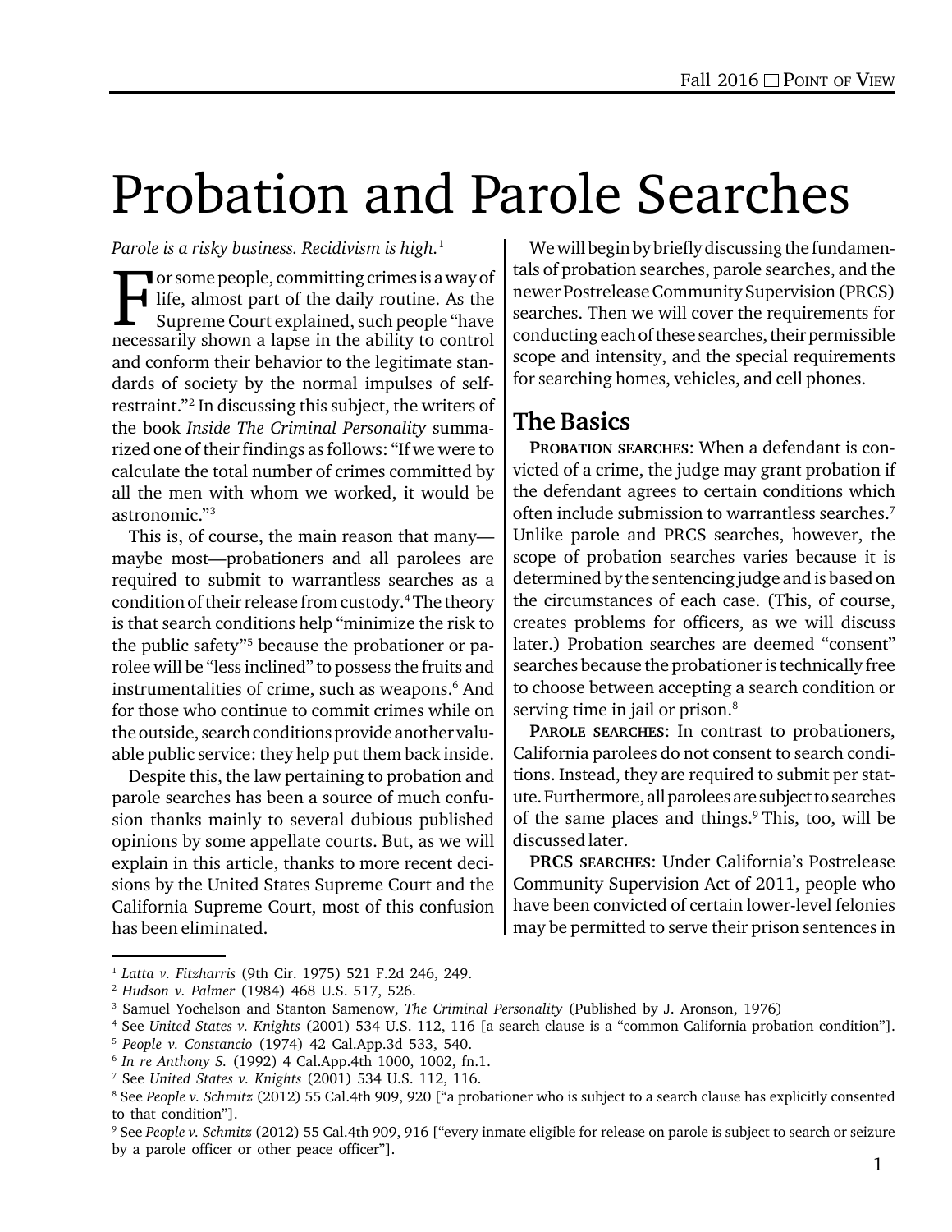# Probation and Parole Searches

*Parole is a risky business. Recidivism is high.*[1]

For some people, committing crimes is a way of life, almost part of the daily routine. As the Supreme Court explained, such people "have necessarily shown a lapse in the ability to control and conform their behavior to the legitimate standards of society by the normal impulses of self-restraint."[2] In discussing this subject, the writers of the book *Inside The Criminal Personality* summarized one of their findings as follows: "If we were to calculate the total number of crimes committed by all the men with whom we worked, it would be astronomic."[3]

This is, of course, the main reason that many—maybe most—probationers and all parolees are required to submit to warrantless searches as a condition of their release from custody.[4] The theory is that search conditions help "minimize the risk to the public safety"[5] because the probationer or parolee will be "less inclined" to possess the fruits and instrumentalities of crime, such as weapons.[6] And for those who continue to commit crimes while on the outside, search conditions provide another valuable public service: they help put them back inside.

Despite this, the law pertaining to probation and parole searches has been a source of much confusion thanks mainly to several dubious published opinions by some appellate courts. But, as we will explain in this article, thanks to more recent decisions by the United States Supreme Court and the California Supreme Court, most of this confusion has been eliminated.

We will begin by briefly discussing the fundamentals of probation searches, parole searches, and the newer Postrelease Community Supervision (PRCS) searches. Then we will cover the requirements for conducting each of these searches, their permissible scope and intensity, and the special requirements for searching homes, vehicles, and cell phones.

## The Basics

**PROBATION SEARCHES**: When a defendant is convicted of a crime, the judge may grant probation if the defendant agrees to certain conditions which often include submission to warrantless searches.[7] Unlike parole and PRCS searches, however, the scope of probation searches varies because it is determined by the sentencing judge and is based on the circumstances of each case. (This, of course, creates problems for officers, as we will discuss later.) Probation searches are deemed "consent" searches because the probationer is technically free to choose between accepting a search condition or serving time in jail or prison.[8]

**PAROLE SEARCHES**: In contrast to probationers, California parolees do not consent to search conditions. Instead, they are required to submit per statute. Furthermore, all parolees are subject to searches of the same places and things.[9] This, too, will be discussed later.

**PRCS SEARCHES**: Under California's Postrelease Community Supervision Act of 2011, people who have been convicted of certain lower-level felonies may be permitted to serve their prison sentences in

---

[1] *Latta v. Fitzharris* (9th Cir. 1975) 521 F.2d 246, 249.

[2] *Hudson v. Palmer* (1984) 468 U.S. 517, 526.

[3] Samuel Yochelson and Stanton Samenow, *The Criminal Personality* (Published by J. Aronson, 1976)

[4] See *United States v. Knights* (2001) 534 U.S. 112, 116 [a search clause is a "common California probation condition"].

[5] *People v. Constancio* (1974) 42 Cal.App.3d 533, 540.

[6] *In re Anthony S.* (1992) 4 Cal.App.4th 1000, 1002, fn.1.

[7] See *United States v. Knights* (2001) 534 U.S. 112, 116.

[8] See *People v. Schmitz* (2012) 55 Cal.4th 909, 920 ["a probationer who is subject to a search clause has explicitly consented to that condition"].

[9] See *People v. Schmitz* (2012) 55 Cal.4th 909, 916 ["every inmate eligible for release on parole is subject to search or seizure by a parole officer or other peace officer"].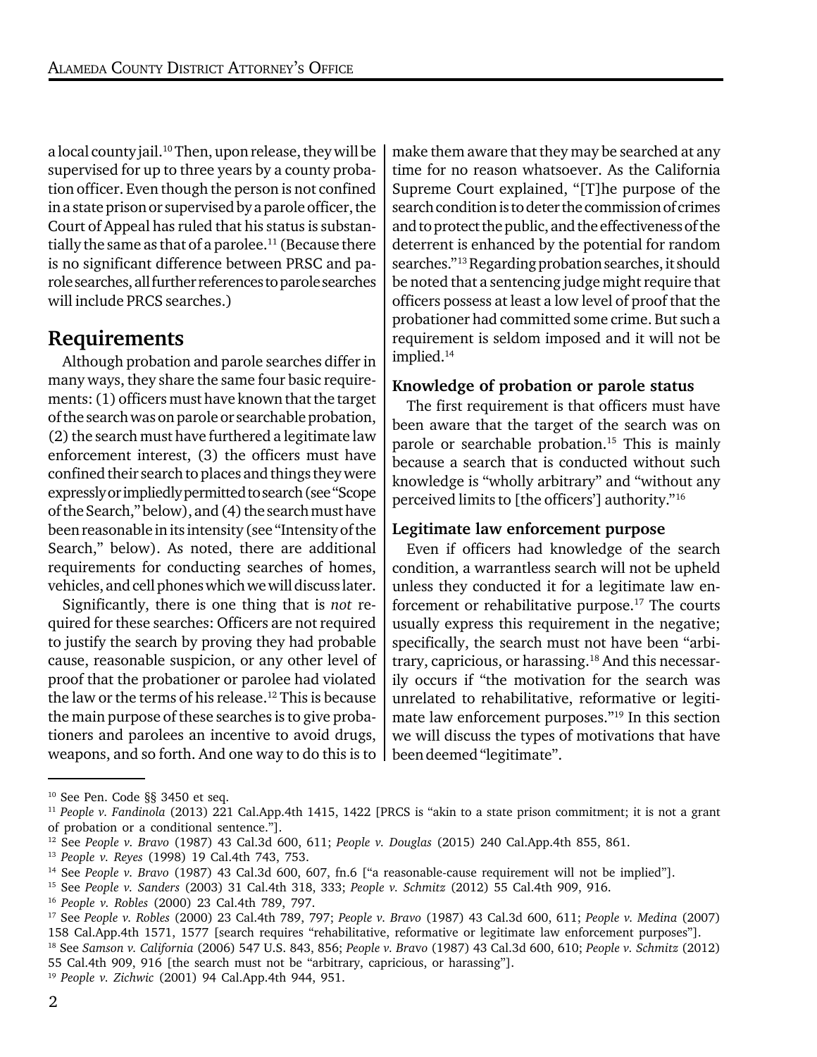a local county jail.[10] Then, upon release, they will be supervised for up to three years by a county probation officer. Even though the person is not confined in a state prison or supervised by a parole officer, the Court of Appeal has ruled that his status is substantially the same as that of a parolee.[11] (Because there is no significant difference between PRSC and parole searches, all further references to parole searches will include PRCS searches.)

## Requirements

Although probation and parole searches differ in many ways, they share the same four basic requirements: (1) officers must have known that the target of the search was on parole or searchable probation, (2) the search must have furthered a legitimate law enforcement interest, (3) the officers must have confined their search to places and things they were expressly or impliedly permitted to search (see "Scope of the Search," below), and (4) the search must have been reasonable in its intensity (see "Intensity of the Search," below). As noted, there are additional requirements for conducting searches of homes, vehicles, and cell phones which we will discuss later.

Significantly, there is one thing that is *not* required for these searches: Officers are not required to justify the search by proving they had probable cause, reasonable suspicion, or any other level of proof that the probationer or parolee had violated the law or the terms of his release.[12] This is because the main purpose of these searches is to give probationers and parolees an incentive to avoid drugs, weapons, and so forth. And one way to do this is to make them aware that they may be searched at any time for no reason whatsoever. As the California Supreme Court explained, "[T]he purpose of the search condition is to deter the commission of crimes and to protect the public, and the effectiveness of the deterrent is enhanced by the potential for random searches."[13] Regarding probation searches, it should be noted that a sentencing judge might require that officers possess at least a low level of proof that the probationer had committed some crime. But such a requirement is seldom imposed and it will not be implied.[14]

### Knowledge of probation or parole status

The first requirement is that officers must have been aware that the target of the search was on parole or searchable probation.[15] This is mainly because a search that is conducted without such knowledge is "wholly arbitrary" and "without any perceived limits to [the officers'] authority."[16]

### Legitimate law enforcement purpose

Even if officers had knowledge of the search condition, a warrantless search will not be upheld unless they conducted it for a legitimate law enforcement or rehabilitative purpose.[17] The courts usually express this requirement in the negative; specifically, the search must not have been "arbitrary, capricious, or harassing.[18] And this necessarily occurs if "the motivation for the search was unrelated to rehabilitative, reformative or legitimate law enforcement purposes."[19] In this section we will discuss the types of motivations that have been deemed "legitimate".

---

[10] See Pen. Code §§ 3450 et seq.

[11] *People v. Fandinola* (2013) 221 Cal.App.4th 1415, 1422 [PRCS is "akin to a state prison commitment; it is not a grant of probation or a conditional sentence."].

[12] See *People v. Bravo* (1987) 43 Cal.3d 600, 611; *People v. Douglas* (2015) 240 Cal.App.4th 855, 861.

[13] *People v. Reyes* (1998) 19 Cal.4th 743, 753.

[14] See *People v. Bravo* (1987) 43 Cal.3d 600, 607, fn.6 ["a reasonable-cause requirement will not be implied"].

[15] See *People v. Sanders* (2003) 31 Cal.4th 318, 333; *People v. Schmitz* (2012) 55 Cal.4th 909, 916.

[16] *People v. Robles* (2000) 23 Cal.4th 789, 797.

[17] See *People v. Robles* (2000) 23 Cal.4th 789, 797; *People v. Bravo* (1987) 43 Cal.3d 600, 611; *People v. Medina* (2007) 158 Cal.App.4th 1571, 1577 [search requires "rehabilitative, reformative or legitimate law enforcement purposes"].

[18] See *Samson v. California* (2006) 547 U.S. 843, 856; *People v. Bravo* (1987) 43 Cal.3d 600, 610; *People v. Schmitz* (2012) 55 Cal.4th 909, 916 [the search must not be "arbitrary, capricious, or harassing"].

[19] *People v. Zichwic* (2001) 94 Cal.App.4th 944, 951.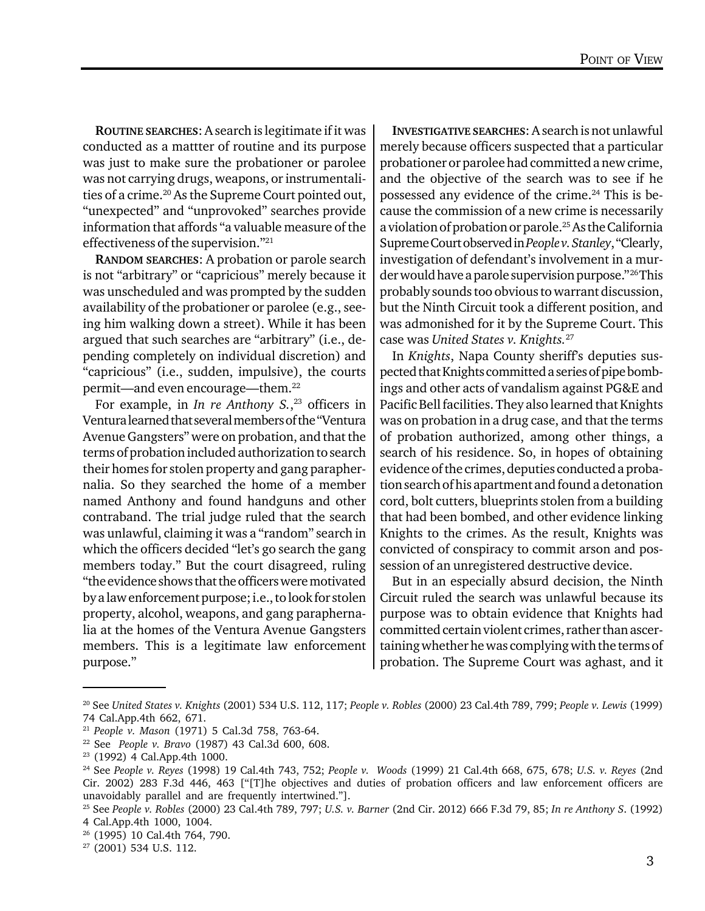**ROUTINE SEARCHES**: A search is legitimate if it was conducted as a mattter of routine and its purpose was just to make sure the probationer or parolee was not carrying drugs, weapons, or instrumentalities of a crime.[20] As the Supreme Court pointed out, "unexpected" and "unprovoked" searches provide information that affords "a valuable measure of the effectiveness of the supervision."[21]

**RANDOM SEARCHES**: A probation or parole search is not "arbitrary" or "capricious" merely because it was unscheduled and was prompted by the sudden availability of the probationer or parolee (e.g., seeing him walking down a street). While it has been argued that such searches are "arbitrary" (i.e., depending completely on individual discretion) and "capricious" (i.e., sudden, impulsive), the courts permit—and even encourage—them.[22]

For example, in *In re Anthony S.*,[23] officers in Ventura learned that several members of the "Ventura Avenue Gangsters" were on probation, and that the terms of probation included authorization to search their homes for stolen property and gang paraphernalia. So they searched the home of a member named Anthony and found handguns and other contraband. The trial judge ruled that the search was unlawful, claiming it was a "random" search in which the officers decided "let's go search the gang members today." But the court disagreed, ruling "the evidence shows that the officers were motivated by a law enforcement purpose; i.e., to look for stolen property, alcohol, weapons, and gang paraphernalia at the homes of the Ventura Avenue Gangsters members. This is a legitimate law enforcement purpose."

**INVESTIGATIVE SEARCHES**: A search is not unlawful merely because officers suspected that a particular probationer or parolee had committed a new crime, and the objective of the search was to see if he possessed any evidence of the crime.[24] This is because the commission of a new crime is necessarily a violation of probation or parole.[25] As the California Supreme Court observed in *People v. Stanley*, "Clearly, investigation of defendant's involvement in a murder would have a parole supervision purpose."[26] This probably sounds too obvious to warrant discussion, but the Ninth Circuit took a different position, and was admonished for it by the Supreme Court. This case was *United States v. Knights.*[27]

In *Knights*, Napa County sheriff's deputies suspected that Knights committed a series of pipe bombings and other acts of vandalism against PG&E and Pacific Bell facilities. They also learned that Knights was on probation in a drug case, and that the terms of probation authorized, among other things, a search of his residence. So, in hopes of obtaining evidence of the crimes, deputies conducted a probation search of his apartment and found a detonation cord, bolt cutters, blueprints stolen from a building that had been bombed, and other evidence linking Knights to the crimes. As the result, Knights was convicted of conspiracy to commit arson and possession of an unregistered destructive device.

But in an especially absurd decision, the Ninth Circuit ruled the search was unlawful because its purpose was to obtain evidence that Knights had committed certain violent crimes, rather than ascertaining whether he was complying with the terms of probation. The Supreme Court was aghast, and it

---

[20] See *United States v. Knights* (2001) 534 U.S. 112, 117; *People v. Robles* (2000) 23 Cal.4th 789, 799; *People v. Lewis* (1999) 74 Cal.App.4th 662, 671.

[21] *People v. Mason* (1971) 5 Cal.3d 758, 763-64.

[22] See *People v. Bravo* (1987) 43 Cal.3d 600, 608.

[23] (1992) 4 Cal.App.4th 1000.

[24] See *People v. Reyes* (1998) 19 Cal.4th 743, 752; *People v. Woods* (1999) 21 Cal.4th 668, 675, 678; *U.S. v. Reyes* (2nd Cir. 2002) 283 F.3d 446, 463 ["[T]he objectives and duties of probation officers and law enforcement officers are unavoidably parallel and are frequently intertwined."].

[25] See *People v. Robles* (2000) 23 Cal.4th 789, 797; *U.S. v. Barner* (2nd Cir. 2012) 666 F.3d 79, 85; *In re Anthony S.* (1992) 4 Cal.App.4th 1000, 1004.

[26] (1995) 10 Cal.4th 764, 790.

[27] (2001) 534 U.S. 112.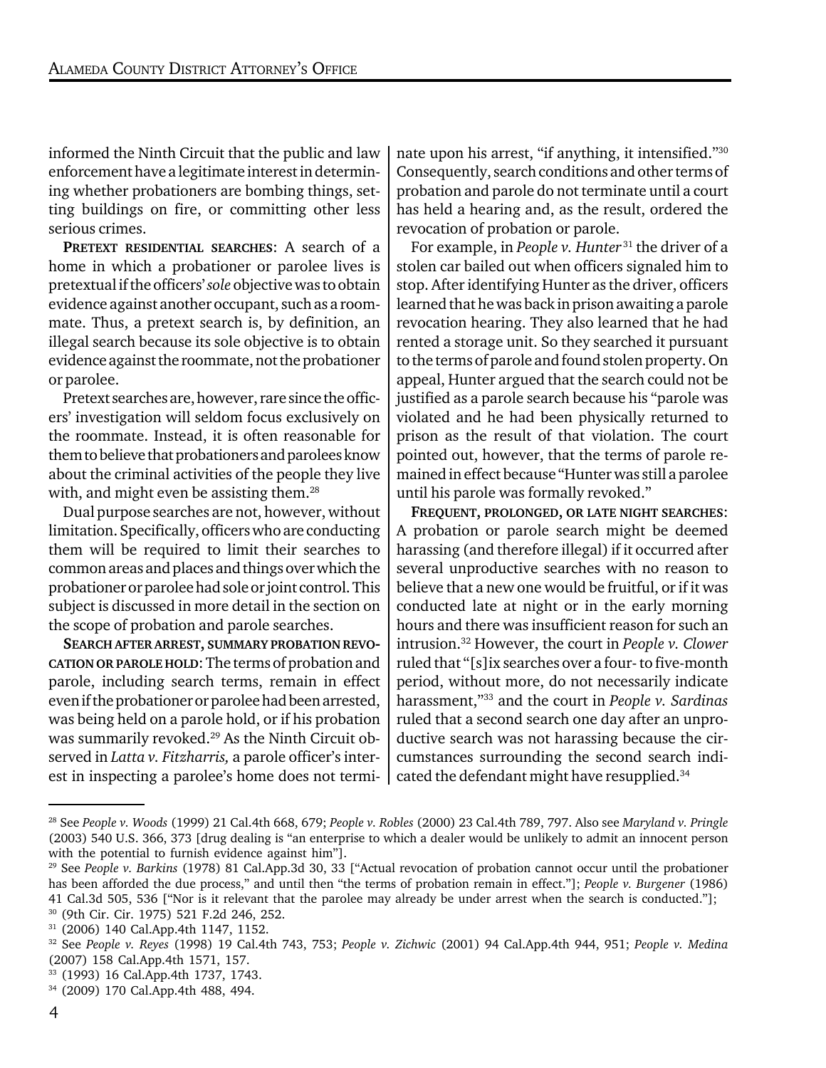informed the Ninth Circuit that the public and law enforcement have a legitimate interest in determining whether probationers are bombing things, setting buildings on fire, or committing other less serious crimes.

**PRETEXT RESIDENTIAL SEARCHES**: A search of a home in which a probationer or parolee lives is pretextual if the officers' *sole* objective was to obtain evidence against another occupant, such as a roommate. Thus, a pretext search is, by definition, an illegal search because its sole objective is to obtain evidence against the roommate, not the probationer or parolee.

Pretext searches are, however, rare since the officers' investigation will seldom focus exclusively on the roommate. Instead, it is often reasonable for them to believe that probationers and parolees know about the criminal activities of the people they live with, and might even be assisting them.[28]

Dual purpose searches are not, however, without limitation. Specifically, officers who are conducting them will be required to limit their searches to common areas and places and things over which the probationer or parolee had sole or joint control. This subject is discussed in more detail in the section on the scope of probation and parole searches.

**SEARCH AFTER ARREST, SUMMARY PROBATION REVOCATION OR PAROLE HOLD**: The terms of probation and parole, including search terms, remain in effect even if the probationer or parolee had been arrested, was being held on a parole hold, or if his probation was summarily revoked.[29] As the Ninth Circuit observed in *Latta v. Fitzharris,* a parole officer's interest in inspecting a parolee's home does not terminate upon his arrest, "if anything, it intensified."[30] Consequently, search conditions and other terms of probation and parole do not terminate until a court has held a hearing and, as the result, ordered the revocation of probation or parole.

For example, in *People v. Hunter*[31] the driver of a stolen car bailed out when officers signaled him to stop. After identifying Hunter as the driver, officers learned that he was back in prison awaiting a parole revocation hearing. They also learned that he had rented a storage unit. So they searched it pursuant to the terms of parole and found stolen property. On appeal, Hunter argued that the search could not be justified as a parole search because his "parole was violated and he had been physically returned to prison as the result of that violation. The court pointed out, however, that the terms of parole remained in effect because "Hunter was still a parolee until his parole was formally revoked."

**FREQUENT, PROLONGED, OR LATE NIGHT SEARCHES**: A probation or parole search might be deemed harassing (and therefore illegal) if it occurred after several unproductive searches with no reason to believe that a new one would be fruitful, or if it was conducted late at night or in the early morning hours and there was insufficient reason for such an intrusion.[32] However, the court in *People v. Clower* ruled that "[s]ix searches over a four- to five-month period, without more, do not necessarily indicate harassment,"[33] and the court in *People v. Sardinas* ruled that a second search one day after an unproductive search was not harassing because the circumstances surrounding the second search indicated the defendant might have resupplied.[34]

---

[28] See *People v. Woods* (1999) 21 Cal.4th 668, 679; *People v. Robles* (2000) 23 Cal.4th 789, 797. Also see *Maryland v. Pringle* (2003) 540 U.S. 366, 373 [drug dealing is "an enterprise to which a dealer would be unlikely to admit an innocent person with the potential to furnish evidence against him"].

[29] See *People v. Barkins* (1978) 81 Cal.App.3d 30, 33 ["Actual revocation of probation cannot occur until the probationer has been afforded the due process," and until then "the terms of probation remain in effect."]; *People v. Burgener* (1986) 41 Cal.3d 505, 536 ["Nor is it relevant that the parolee may already be under arrest when the search is conducted."];

[30] (9th Cir. Cir. 1975) 521 F.2d 246, 252.

[31] (2006) 140 Cal.App.4th 1147, 1152.

[32] See *People v. Reyes* (1998) 19 Cal.4th 743, 753; *People v. Zichwic* (2001) 94 Cal.App.4th 944, 951; *People v. Medina* (2007) 158 Cal.App.4th 1571, 157.

[33] (1993) 16 Cal.App.4th 1737, 1743.

[34] (2009) 170 Cal.App.4th 488, 494.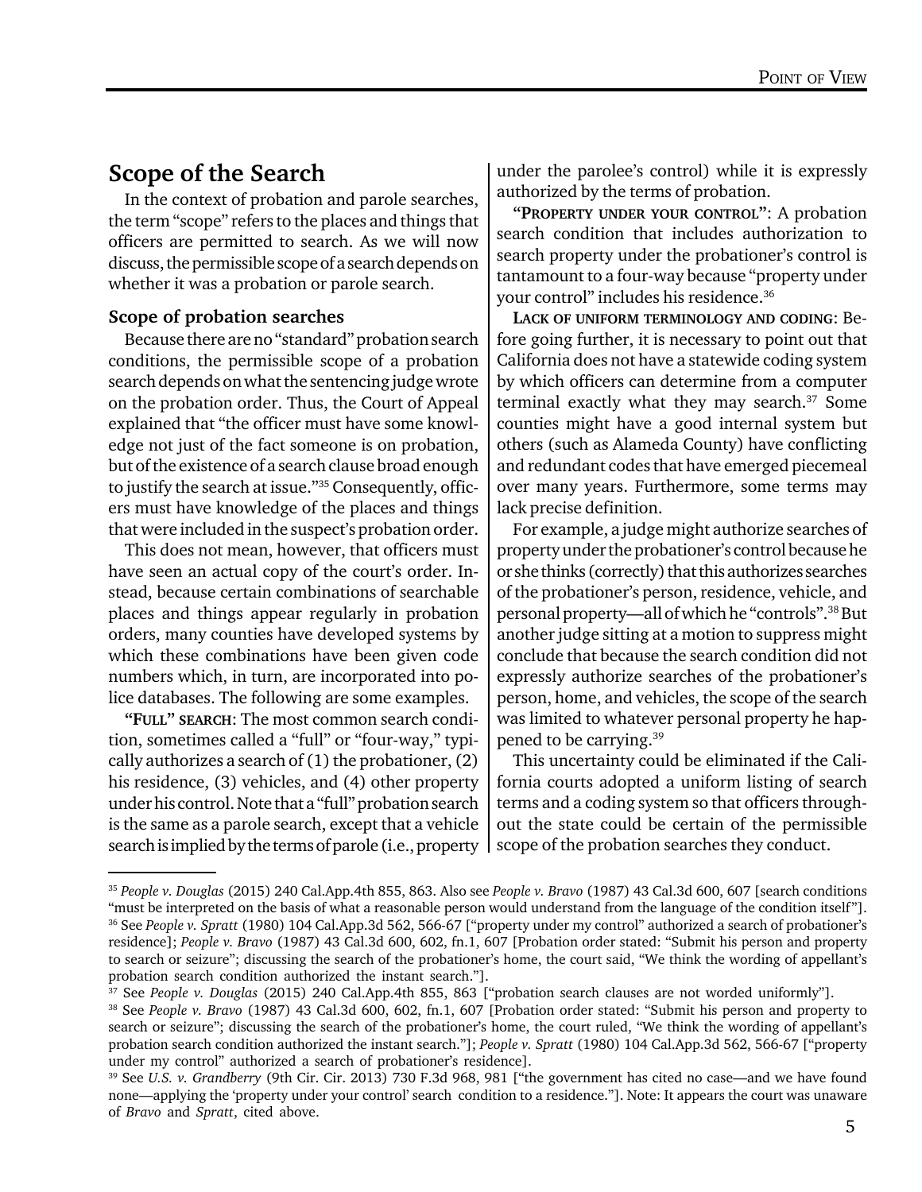## Scope of the Search

In the context of probation and parole searches, the term "scope" refers to the places and things that officers are permitted to search. As we will now discuss, the permissible scope of a search depends on whether it was a probation or parole search.

### Scope of probation searches

Because there are no "standard" probation search conditions, the permissible scope of a probation search depends on what the sentencing judge wrote on the probation order. Thus, the Court of Appeal explained that "the officer must have some knowledge not just of the fact someone is on probation, but of the existence of a search clause broad enough to justify the search at issue."[35] Consequently, officers must have knowledge of the places and things that were included in the suspect's probation order.

This does not mean, however, that officers must have seen an actual copy of the court's order. Instead, because certain combinations of searchable places and things appear regularly in probation orders, many counties have developed systems by which these combinations have been given code numbers which, in turn, are incorporated into police databases. The following are some examples.

**"Full" search**: The most common search condition, sometimes called a "full" or "four-way," typically authorizes a search of (1) the probationer, (2) his residence, (3) vehicles, and (4) other property under his control. Note that a "full" probation search is the same as a parole search, except that a vehicle search is implied by the terms of parole (i.e., property under the parolee's control) while it is expressly authorized by the terms of probation.

**"Property under your control"**: A probation search condition that includes authorization to search property under the probationer's control is tantamount to a four-way because "property under your control" includes his residence.[36]

**Lack of uniform terminology and coding**: Before going further, it is necessary to point out that California does not have a statewide coding system by which officers can determine from a computer terminal exactly what they may search.[37] Some counties might have a good internal system but others (such as Alameda County) have conflicting and redundant codes that have emerged piecemeal over many years. Furthermore, some terms may lack precise definition.

For example, a judge might authorize searches of property under the probationer's control because he or she thinks (correctly) that this authorizes searches of the probationer's person, residence, vehicle, and personal property—all of which he "controls".[38] But another judge sitting at a motion to suppress might conclude that because the search condition did not expressly authorize searches of the probationer's person, home, and vehicles, the scope of the search was limited to whatever personal property he happened to be carrying.[39]

This uncertainty could be eliminated if the California courts adopted a uniform listing of search terms and a coding system so that officers throughout the state could be certain of the permissible scope of the probation searches they conduct.

---

[35] *People v. Douglas* (2015) 240 Cal.App.4th 855, 863. Also see *People v. Bravo* (1987) 43 Cal.3d 600, 607 [search conditions "must be interpreted on the basis of what a reasonable person would understand from the language of the condition itself"].

[36] See *People v. Spratt* (1980) 104 Cal.App.3d 562, 566-67 ["property under my control" authorized a search of probationer's residence]; *People v. Bravo* (1987) 43 Cal.3d 600, 602, fn.1, 607 [Probation order stated: "Submit his person and property to search or seizure"; discussing the search of the probationer's home, the court said, "We think the wording of appellant's probation search condition authorized the instant search."].

[37] See *People v. Douglas* (2015) 240 Cal.App.4th 855, 863 ["probation search clauses are not worded uniformly"].

[38] See *People v. Bravo* (1987) 43 Cal.3d 600, 602, fn.1, 607 [Probation order stated: "Submit his person and property to search or seizure"; discussing the search of the probationer's home, the court ruled, "We think the wording of appellant's probation search condition authorized the instant search."]; *People v. Spratt* (1980) 104 Cal.App.3d 562, 566-67 ["property under my control" authorized a search of probationer's residence].

[39] See *U.S. v. Grandberry* (9th Cir. Cir. 2013) 730 F.3d 968, 981 ["the government has cited no case—and we have found none—applying the 'property under your control' search condition to a residence."]. Note: It appears the court was unaware of *Bravo* and *Spratt*, cited above.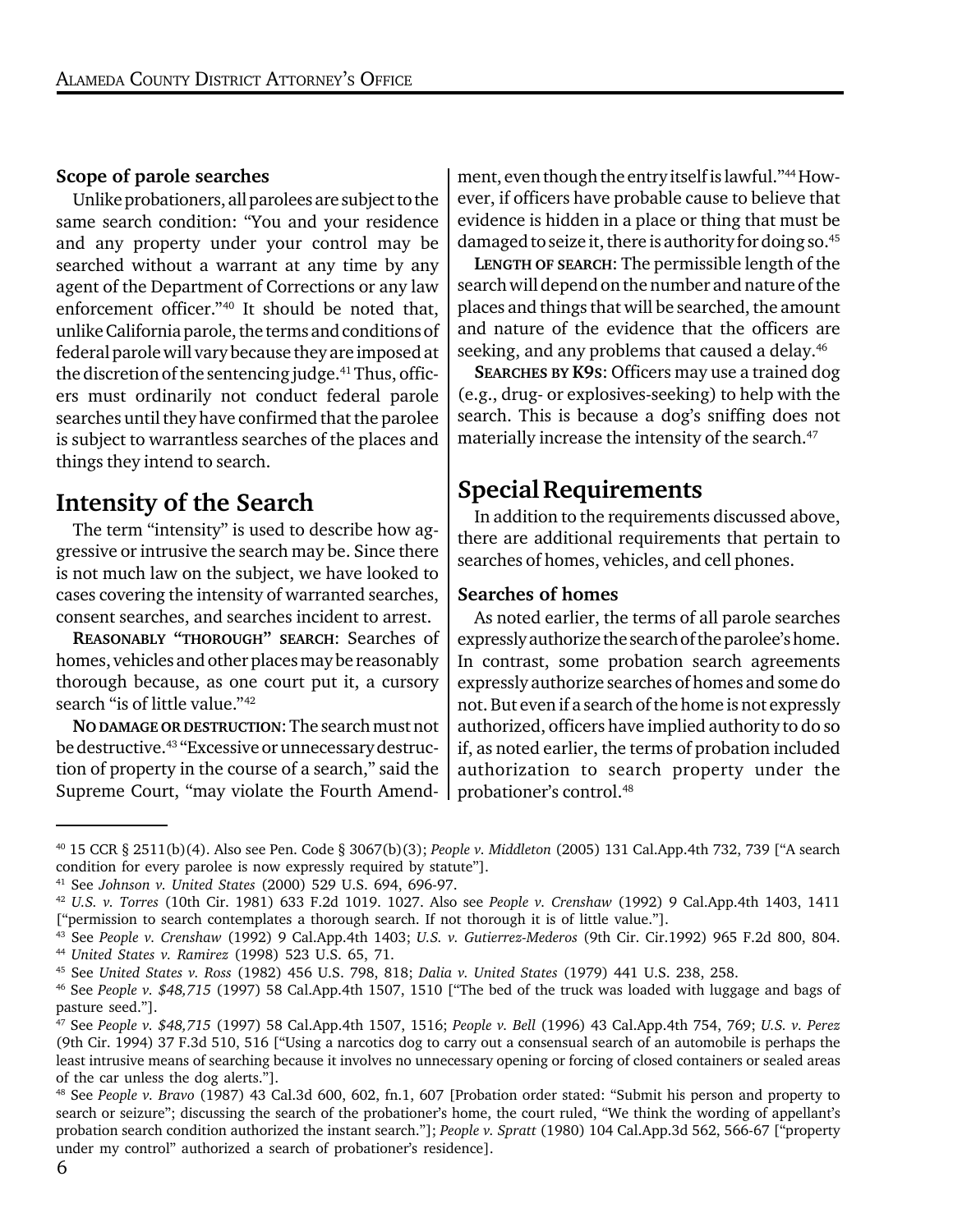### Scope of parole searches

Unlike probationers, all parolees are subject to the same search condition: "You and your residence and any property under your control may be searched without a warrant at any time by any agent of the Department of Corrections or any law enforcement officer."[40] It should be noted that, unlike California parole, the terms and conditions of federal parole will vary because they are imposed at the discretion of the sentencing judge.[41] Thus, officers must ordinarily not conduct federal parole searches until they have confirmed that the parolee is subject to warrantless searches of the places and things they intend to search.

## Intensity of the Search

The term "intensity" is used to describe how aggressive or intrusive the search may be. Since there is not much law on the subject, we have looked to cases covering the intensity of warranted searches, consent searches, and searches incident to arrest.

**REASONABLY "THOROUGH" SEARCH**: Searches of homes, vehicles and other places may be reasonably thorough because, as one court put it, a cursory search "is of little value."[42]

**NO DAMAGE OR DESTRUCTION**: The search must not be destructive.[43] "Excessive or unnecessary destruction of property in the course of a search," said the Supreme Court, "may violate the Fourth Amendment, even though the entry itself is lawful."[44] However, if officers have probable cause to believe that evidence is hidden in a place or thing that must be damaged to seize it, there is authority for doing so.[45]

**LENGTH OF SEARCH**: The permissible length of the search will depend on the number and nature of the places and things that will be searched, the amount and nature of the evidence that the officers are seeking, and any problems that caused a delay.[46]

**SEARCHES BY K9S**: Officers may use a trained dog (e.g., drug- or explosives-seeking) to help with the search. This is because a dog's sniffing does not materially increase the intensity of the search.[47]

## Special Requirements

In addition to the requirements discussed above, there are additional requirements that pertain to searches of homes, vehicles, and cell phones.

### Searches of homes

As noted earlier, the terms of all parole searches expressly authorize the search of the parolee's home. In contrast, some probation search agreements expressly authorize searches of homes and some do not. But even if a search of the home is not expressly authorized, officers have implied authority to do so if, as noted earlier, the terms of probation included authorization to search property under the probationer's control.[48]

---

[40] 15 CCR § 2511(b)(4). Also see Pen. Code § 3067(b)(3); *People v. Middleton* (2005) 131 Cal.App.4th 732, 739 ["A search condition for every parolee is now expressly required by statute"].

[41] See *Johnson v. United States* (2000) 529 U.S. 694, 696-97.

[42] *U.S. v. Torres* (10th Cir. 1981) 633 F.2d 1019. 1027. Also see *People v. Crenshaw* (1992) 9 Cal.App.4th 1403, 1411 ["permission to search contemplates a thorough search. If not thorough it is of little value."].

[43] See *People v. Crenshaw* (1992) 9 Cal.App.4th 1403; *U.S. v. Gutierrez-Mederos* (9th Cir. Cir.1992) 965 F.2d 800, 804.

[44] *United States v. Ramirez* (1998) 523 U.S. 65, 71.

[45] See *United States v. Ross* (1982) 456 U.S. 798, 818; *Dalia v. United States* (1979) 441 U.S. 238, 258.

[46] See *People v. $48,715* (1997) 58 Cal.App.4th 1507, 1510 ["The bed of the truck was loaded with luggage and bags of pasture seed."].

[47] See *People v. $48,715* (1997) 58 Cal.App.4th 1507, 1516; *People v. Bell* (1996) 43 Cal.App.4th 754, 769; *U.S. v. Perez* (9th Cir. 1994) 37 F.3d 510, 516 ["Using a narcotics dog to carry out a consensual search of an automobile is perhaps the least intrusive means of searching because it involves no unnecessary opening or forcing of closed containers or sealed areas of the car unless the dog alerts."].

[48] See *People v. Bravo* (1987) 43 Cal.3d 600, 602, fn.1, 607 [Probation order stated: "Submit his person and property to search or seizure"; discussing the search of the probationer's home, the court ruled, "We think the wording of appellant's probation search condition authorized the instant search."]; *People v. Spratt* (1980) 104 Cal.App.3d 562, 566-67 ["property under my control" authorized a search of probationer's residence].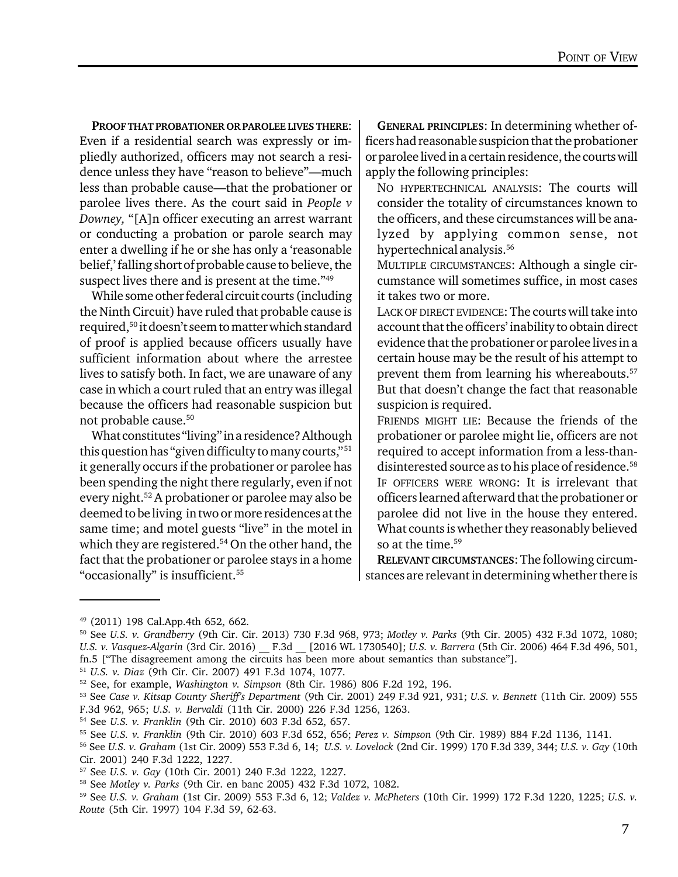**PROOF THAT PROBATIONER OR PAROLEE LIVES THERE**: Even if a residential search was expressly or impliedly authorized, officers may not search a residence unless they have "reason to believe"—much less than probable cause—that the probationer or parolee lives there. As the court said in *People v Downey,* "[A]n officer executing an arrest warrant or conducting a probation or parole search may enter a dwelling if he or she has only a 'reasonable belief,' falling short of probable cause to believe, the suspect lives there and is present at the time."[49]

While some other federal circuit courts (including the Ninth Circuit) have ruled that probable cause is required,[50] it doesn't seem to matter which standard of proof is applied because officers usually have sufficient information about where the arrestee lives to satisfy both. In fact, we are unaware of any case in which a court ruled that an entry was illegal because the officers had reasonable suspicion but not probable cause.[50]

What constitutes "living" in a residence? Although this question has "given difficulty to many courts,"[51] it generally occurs if the probationer or parolee has been spending the night there regularly, even if not every night.[52] A probationer or parolee may also be deemed to be living in two or more residences at the same time; and motel guests "live" in the motel in which they are registered.[54] On the other hand, the fact that the probationer or parolee stays in a home "occasionally" is insufficient.[55]

**GENERAL PRINCIPLES**: In determining whether officers had reasonable suspicion that the probationer or parolee lived in a certain residence, the courts will apply the following principles:

NO HYPERTECHNICAL ANALYSIS: The courts will consider the totality of circumstances known to the officers, and these circumstances will be analyzed by applying common sense, not hypertechnical analysis.[56]

MULTIPLE CIRCUMSTANCES: Although a single circumstance will sometimes suffice, in most cases it takes two or more.

LACK OF DIRECT EVIDENCE: The courts will take into account that the officers' inability to obtain direct evidence that the probationer or parolee lives in a certain house may be the result of his attempt to prevent them from learning his whereabouts.[57] But that doesn't change the fact that reasonable suspicion is required.

FRIENDS MIGHT LIE: Because the friends of the probationer or parolee might lie, officers are not required to accept information from a less-than-disinterested source as to his place of residence.[58]

IF OFFICERS WERE WRONG: It is irrelevant that officers learned afterward that the probationer or parolee did not live in the house they entered. What counts is whether they reasonably believed so at the time.[59]

**RELEVANT CIRCUMSTANCES**: The following circumstances are relevant in determining whether there is

---

49 (2011) 198 Cal.App.4th 652, 662.

50 See *U.S. v. Grandberry* (9th Cir. Cir. 2013) 730 F.3d 968, 973; *Motley v. Parks* (9th Cir. 2005) 432 F.3d 1072, 1080; *U.S. v. Vasquez-Algarin* (3rd Cir. 2016) __ F.3d __ [2016 WL 1730540]; *U.S. v. Barrera* (5th Cir. 2006) 464 F.3d 496, 501, fn.5 ["The disagreement among the circuits has been more about semantics than substance"].

51 *U.S. v. Diaz* (9th Cir. Cir. 2007) 491 F.3d 1074, 1077.

52 See, for example, *Washington v. Simpson* (8th Cir. 1986) 806 F.2d 192, 196.

53 See *Case v. Kitsap County Sheriff's Department* (9th Cir. 2001) 249 F.3d 921, 931; *U.S. v. Bennett* (11th Cir. 2009) 555 F.3d 962, 965; *U.S. v. Bervaldi* (11th Cir. 2000) 226 F.3d 1256, 1263.

54 See *U.S. v. Franklin* (9th Cir. 2010) 603 F.3d 652, 657.

55 See *U.S. v. Franklin* (9th Cir. 2010) 603 F.3d 652, 656; *Perez v. Simpson* (9th Cir. 1989) 884 F.2d 1136, 1141.

56 See *U.S. v. Graham* (1st Cir. 2009) 553 F.3d 6, 14; *U.S. v. Lovelock* (2nd Cir. 1999) 170 F.3d 339, 344; *U.S. v. Gay* (10th Cir. 2001) 240 F.3d 1222, 1227.

57 See *U.S. v. Gay* (10th Cir. 2001) 240 F.3d 1222, 1227.

58 See *Motley v. Parks* (9th Cir. en banc 2005) 432 F.3d 1072, 1082.

59 See *U.S. v. Graham* (1st Cir. 2009) 553 F.3d 6, 12; *Valdez v. McPheters* (10th Cir. 1999) 172 F.3d 1220, 1225; *U.S. v. Route* (5th Cir. 1997) 104 F.3d 59, 62-63.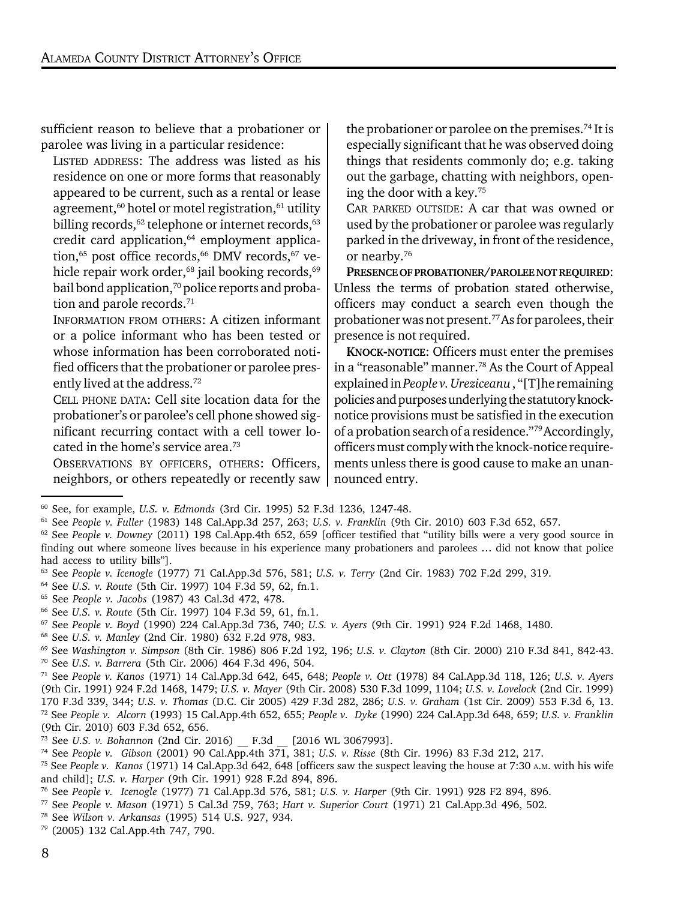sufficient reason to believe that a probationer or parolee was living in a particular residence:

LISTED ADDRESS: The address was listed as his residence on one or more forms that reasonably appeared to be current, such as a rental or lease agreement,[60] hotel or motel registration,[61] utility billing records,[62] telephone or internet records,[63] credit card application,[64] employment application,[65] post office records,[66] DMV records,[67] vehicle repair work order,[68] jail booking records,[69] bail bond application,[70] police reports and probation and parole records.[71]

INFORMATION FROM OTHERS: A citizen informant or a police informant who has been tested or whose information has been corroborated notified officers that the probationer or parolee presently lived at the address.[72]

CELL PHONE DATA: Cell site location data for the probationer's or parolee's cell phone showed significant recurring contact with a cell tower located in the home's service area.[73]

OBSERVATIONS BY OFFICERS, OTHERS: Officers, neighbors, or others repeatedly or recently saw the probationer or parolee on the premises.[74] It is especially significant that he was observed doing things that residents commonly do; e.g. taking out the garbage, chatting with neighbors, opening the door with a key.[75]

CAR PARKED OUTSIDE: A car that was owned or used by the probationer or parolee was regularly parked in the driveway, in front of the residence, or nearby.[76]

**PRESENCE OF PROBATIONER/PAROLEE NOT REQUIRED**: Unless the terms of probation stated otherwise, officers may conduct a search even though the probationer was not present.[77] As for parolees, their presence is not required.

**KNOCK-NOTICE**: Officers must enter the premises in a "reasonable" manner.[78] As the Court of Appeal explained in *People v. Ureziceanu*, "[T]he remaining policies and purposes underlying the statutory knock-notice provisions must be satisfied in the execution of a probation search of a residence."[79] Accordingly, officers must comply with the knock-notice requirements unless there is good cause to make an unannounced entry.

---

[60] See, for example, *U.S. v. Edmonds* (3rd Cir. 1995) 52 F.3d 1236, 1247-48.

[61] See *People v. Fuller* (1983) 148 Cal.App.3d 257, 263; *U.S. v. Franklin* (9th Cir. 2010) 603 F.3d 652, 657.

[62] See *People v. Downey* (2011) 198 Cal.App.4th 652, 659 [officer testified that "utility bills were a very good source in finding out where someone lives because in his experience many probationers and parolees … did not know that police had access to utility bills"].

[63] See *People v. Icenogle* (1977) 71 Cal.App.3d 576, 581; *U.S. v. Terry* (2nd Cir. 1983) 702 F.2d 299, 319.

[64] See *U.S. v. Route* (5th Cir. 1997) 104 F.3d 59, 62, fn.1.

[65] See *People v. Jacobs* (1987) 43 Cal.3d 472, 478.

[66] See *U.S. v. Route* (5th Cir. 1997) 104 F.3d 59, 61, fn.1.

[67] See *People v. Boyd* (1990) 224 Cal.App.3d 736, 740; *U.S. v. Ayers* (9th Cir. 1991) 924 F.2d 1468, 1480.

[68] See *U.S. v. Manley* (2nd Cir. 1980) 632 F.2d 978, 983.

[69] See *Washington v. Simpson* (8th Cir. 1986) 806 F.2d 192, 196; *U.S. v. Clayton* (8th Cir. 2000) 210 F.3d 841, 842-43.

[70] See *U.S. v. Barrera* (5th Cir. 2006) 464 F.3d 496, 504.

[71] See *People v. Kanos* (1971) 14 Cal.App.3d 642, 645, 648; *People v. Ott* (1978) 84 Cal.App.3d 118, 126; *U.S. v. Ayers* (9th Cir. 1991) 924 F.2d 1468, 1479; *U.S. v. Mayer* (9th Cir. 2008) 530 F.3d 1099, 1104; *U.S. v. Lovelock* (2nd Cir. 1999) 170 F.3d 339, 344; *U.S. v. Thomas* (D.C. Cir 2005) 429 F.3d 282, 286; *U.S. v. Graham* (1st Cir. 2009) 553 F.3d 6, 13.

[72] See *People v. Alcorn* (1993) 15 Cal.App.4th 652, 655; *People v. Dyke* (1990) 224 Cal.App.3d 648, 659; *U.S. v. Franklin* (9th Cir. 2010) 603 F.3d 652, 656.

[73] See *U.S. v. Bohannon* (2nd Cir. 2016) __ F.3d __ [2016 WL 3067993].

[74] See *People v. Gibson* (2001) 90 Cal.App.4th 371, 381; *U.S. v. Risse* (8th Cir. 1996) 83 F.3d 212, 217.

[75] See *People v. Kanos* (1971) 14 Cal.App.3d 642, 648 [officers saw the suspect leaving the house at 7:30 A.M. with his wife and child]; *U.S. v. Harper* (9th Cir. 1991) 928 F.2d 894, 896.

[76] See *People v. Icenogle* (1977) 71 Cal.App.3d 576, 581; *U.S. v. Harper* (9th Cir. 1991) 928 F2 894, 896.

[77] See *People v. Mason* (1971) 5 Cal.3d 759, 763; *Hart v. Superior Court* (1971) 21 Cal.App.3d 496, 502.

[78] See *Wilson v. Arkansas* (1995) 514 U.S. 927, 934.

[79] (2005) 132 Cal.App.4th 747, 790.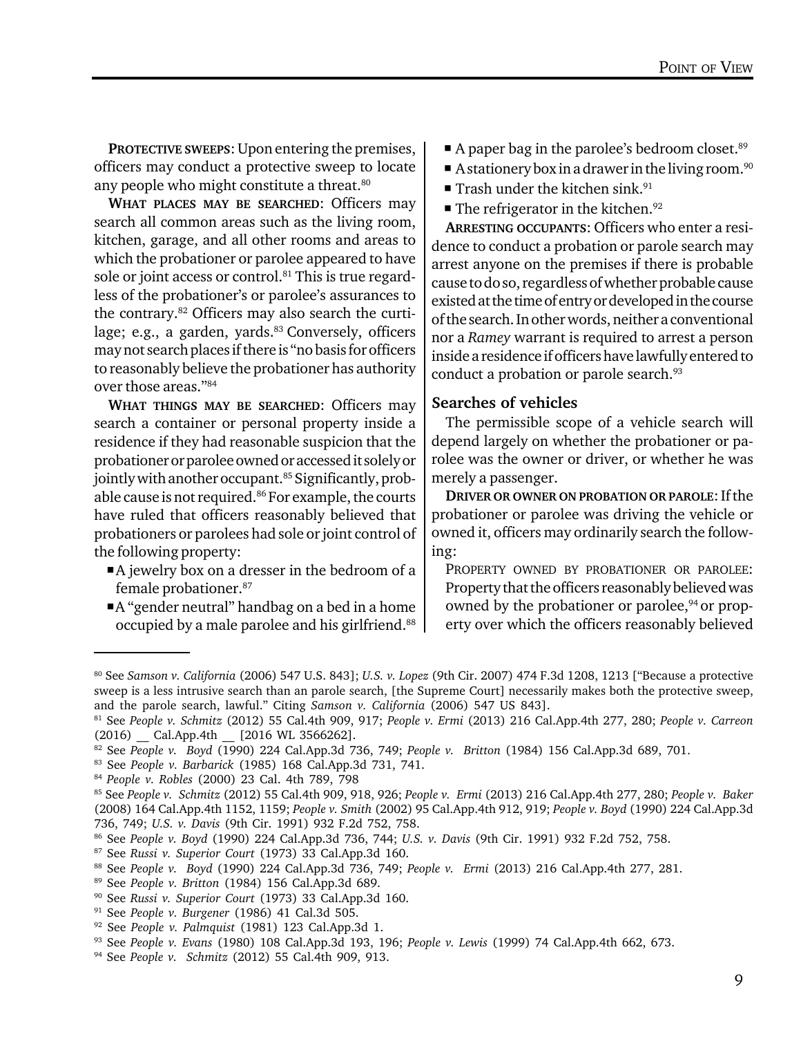**PROTECTIVE SWEEPS**: Upon entering the premises, officers may conduct a protective sweep to locate any people who might constitute a threat.[80]

**WHAT PLACES MAY BE SEARCHED**: Officers may search all common areas such as the living room, kitchen, garage, and all other rooms and areas to which the probationer or parolee appeared to have sole or joint access or control.[81] This is true regardless of the probationer's or parolee's assurances to the contrary.[82] Officers may also search the curtilage; e.g., a garden, yards.[83] Conversely, officers may not search places if there is "no basis for officers to reasonably believe the probationer has authority over those areas."[84]

**WHAT THINGS MAY BE SEARCHED**: Officers may search a container or personal property inside a residence if they had reasonable suspicion that the probationer or parolee owned or accessed it solely or jointly with another occupant.[85] Significantly, probable cause is not required.[86] For example, the courts have ruled that officers reasonably believed that probationers or parolees had sole or joint control of the following property:

- A jewelry box on a dresser in the bedroom of a female probationer.[87]
- A "gender neutral" handbag on a bed in a home occupied by a male parolee and his girlfriend.[88]
- A paper bag in the parolee's bedroom closet.[89]
- A stationery box in a drawer in the living room.[90]
- Trash under the kitchen sink.[91]
- The refrigerator in the kitchen.[92]

**ARRESTING OCCUPANTS**: Officers who enter a residence to conduct a probation or parole search may arrest anyone on the premises if there is probable cause to do so, regardless of whether probable cause existed at the time of entry or developed in the course of the search. In other words, neither a conventional nor a *Ramey* warrant is required to arrest a person inside a residence if officers have lawfully entered to conduct a probation or parole search.[93]

### Searches of vehicles

The permissible scope of a vehicle search will depend largely on whether the probationer or parolee was the owner or driver, or whether he was merely a passenger.

**DRIVER OR OWNER ON PROBATION OR PAROLE**: If the probationer or parolee was driving the vehicle or owned it, officers may ordinarily search the following:

PROPERTY OWNED BY PROBATIONER OR PAROLEE: Property that the officers reasonably believed was owned by the probationer or parolee,[94] or property over which the officers reasonably believed

---

[80] See *Samson v. California* (2006) 547 U.S. 843]; *U.S. v. Lopez* (9th Cir. 2007) 474 F.3d 1208, 1213 ["Because a protective sweep is a less intrusive search than an parole search, [the Supreme Court] necessarily makes both the protective sweep, and the parole search, lawful." Citing *Samson v. California* (2006) 547 US 843].

[81] See *People v. Schmitz* (2012) 55 Cal.4th 909, 917; *People v. Ermi* (2013) 216 Cal.App.4th 277, 280; *People v. Carreon* (2016) __ Cal.App.4th __ [2016 WL 3566262].

[82] See *People v. Boyd* (1990) 224 Cal.App.3d 736, 749; *People v. Britton* (1984) 156 Cal.App.3d 689, 701.

[83] See *People v. Barbarick* (1985) 168 Cal.App.3d 731, 741.

[84] *People v. Robles* (2000) 23 Cal. 4th 789, 798

[85] See *People v. Schmitz* (2012) 55 Cal.4th 909, 918, 926; *People v. Ermi* (2013) 216 Cal.App.4th 277, 280; *People v. Baker* (2008) 164 Cal.App.4th 1152, 1159; *People v. Smith* (2002) 95 Cal.App.4th 912, 919; *People v. Boyd* (1990) 224 Cal.App.3d 736, 749; *U.S. v. Davis* (9th Cir. 1991) 932 F.2d 752, 758.

[86] See *People v. Boyd* (1990) 224 Cal.App.3d 736, 744; *U.S. v. Davis* (9th Cir. 1991) 932 F.2d 752, 758.

[87] See *Russi v. Superior Court* (1973) 33 Cal.App.3d 160.

[88] See *People v. Boyd* (1990) 224 Cal.App.3d 736, 749; *People v. Ermi* (2013) 216 Cal.App.4th 277, 281.

[89] See *People v. Britton* (1984) 156 Cal.App.3d 689.

[90] See *Russi v. Superior Court* (1973) 33 Cal.App.3d 160.

[91] See *People v. Burgener* (1986) 41 Cal.3d 505.

[92] See *People v. Palmquist* (1981) 123 Cal.App.3d 1.

[93] See *People v. Evans* (1980) 108 Cal.App.3d 193, 196; *People v. Lewis* (1999) 74 Cal.App.4th 662, 673.

[94] See *People v. Schmitz* (2012) 55 Cal.4th 909, 913.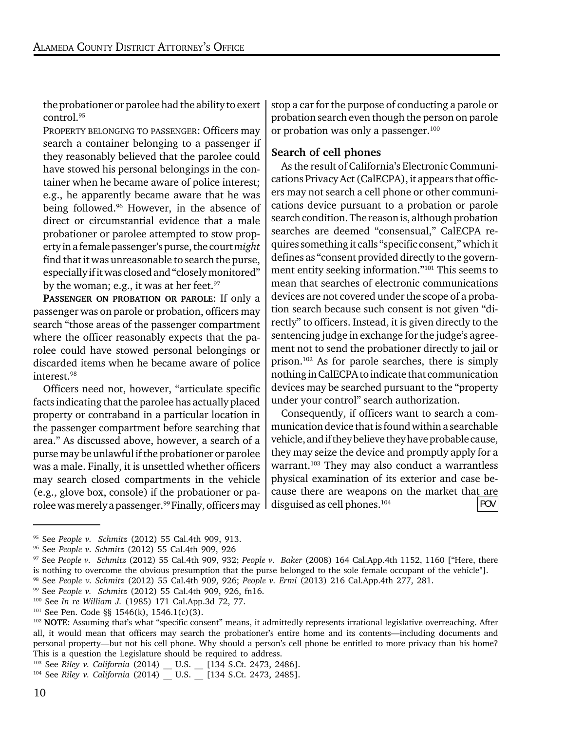the probationer or parolee had the ability to exert control.[95]

PROPERTY BELONGING TO PASSENGER: Officers may search a container belonging to a passenger if they reasonably believed that the parolee could have stowed his personal belongings in the container when he became aware of police interest; e.g., he apparently became aware that he was being followed.[96] However, in the absence of direct or circumstantial evidence that a male probationer or parolee attempted to stow property in a female passenger's purse, the court *might* find that it was unreasonable to search the purse, especially if it was closed and "closely monitored" by the woman; e.g., it was at her feet.[97]

**PASSENGER ON PROBATION OR PAROLE**: If only a passenger was on parole or probation, officers may search "those areas of the passenger compartment where the officer reasonably expects that the parolee could have stowed personal belongings or discarded items when he became aware of police interest.[98]

Officers need not, however, "articulate specific facts indicating that the parolee has actually placed property or contraband in a particular location in the passenger compartment before searching that area." As discussed above, however, a search of a purse may be unlawful if the probationer or parolee was a male. Finally, it is unsettled whether officers may search closed compartments in the vehicle (e.g., glove box, console) if the probationer or parolee was merely a passenger.[99] Finally, officers may stop a car for the purpose of conducting a parole or probation search even though the person on parole or probation was only a passenger.[100]

### Search of cell phones

As the result of California's Electronic Communications Privacy Act (CalECPA), it appears that officers may not search a cell phone or other communications device pursuant to a probation or parole search condition. The reason is, although probation searches are deemed "consensual," CalECPA requires something it calls "specific consent," which it defines as "consent provided directly to the government entity seeking information."[101] This seems to mean that searches of electronic communications devices are not covered under the scope of a probation search because such consent is not given "directly" to officers. Instead, it is given directly to the sentencing judge in exchange for the judge's agreement not to send the probationer directly to jail or prison.[102] As for parole searches, there is simply nothing in CalECPA to indicate that communication devices may be searched pursuant to the "property under your control" search authorization.

Consequently, if officers want to search a communication device that is found within a searchable vehicle, and if they believe they have probable cause, they may seize the device and promptly apply for a warrant.[103] They may also conduct a warrantless physical examination of its exterior and case because there are weapons on the market that are disguised as cell phones.[104] POV

---

[95] See *People v. Schmitz* (2012) 55 Cal.4th 909, 913.

[96] See *People v. Schmitz* (2012) 55 Cal.4th 909, 926

[97] See *People v. Schmitz* (2012) 55 Cal.4th 909, 932; *People v. Baker* (2008) 164 Cal.App.4th 1152, 1160 ["Here, there is nothing to overcome the obvious presumption that the purse belonged to the sole female occupant of the vehicle"].

[98] See *People v. Schmitz* (2012) 55 Cal.4th 909, 926; *People v. Ermi* (2013) 216 Cal.App.4th 277, 281.

[99] See *People v. Schmitz* (2012) 55 Cal.4th 909, 926, fn16.

[100] See *In re William J.* (1985) 171 Cal.App.3d 72, 77.

[101] See Pen. Code §§ 1546(k), 1546.1(c)(3).

[102] **NOTE**: Assuming that's what "specific consent" means, it admittedly represents irrational legislative overreaching. After all, it would mean that officers may search the probationer's entire home and its contents—including documents and personal property—but not his cell phone. Why should a person's cell phone be entitled to more privacy than his home? This is a question the Legislature should be required to address.

[103] See *Riley v. California* (2014) __ U.S. __ [134 S.Ct. 2473, 2486].

[104] See *Riley v. California* (2014) __ U.S. __ [134 S.Ct. 2473, 2485].